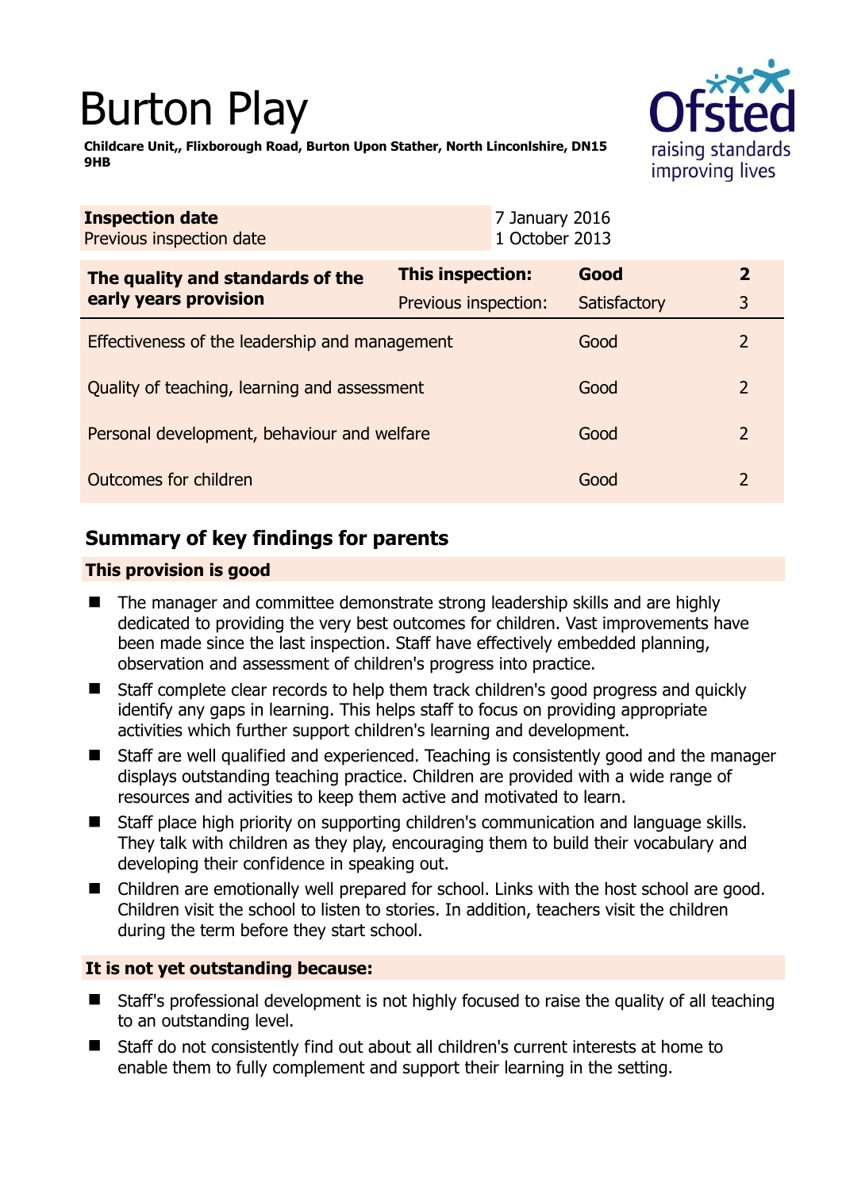# Burton Play

**Childcare Unit,, Flixborough Road, Burton Upon Stather, North Lincolnshire, DN15 9HB**

| **Inspection date** | 7 January 2016 |
|---|---|
| Previous inspection date | 1 October 2013 |

| **The quality and standards of the early years provision** | **This inspection:** | **Good** | **2** |
|---|---|---|---|
| | Previous inspection: | Satisfactory | 3 |
| Effectiveness of the leadership and management | | Good | 2 |
| Quality of teaching, learning and assessment | | Good | 2 |
| Personal development, behaviour and welfare | | Good | 2 |
| Outcomes for children | | Good | 2 |

## Summary of key findings for parents

**This provision is good**

- The manager and committee demonstrate strong leadership skills and are highly dedicated to providing the very best outcomes for children. Vast improvements have been made since the last inspection. Staff have effectively embedded planning, observation and assessment of children's progress into practice.
- Staff complete clear records to help them track children's good progress and quickly identify any gaps in learning. This helps staff to focus on providing appropriate activities which further support children's learning and development.
- Staff are well qualified and experienced. Teaching is consistently good and the manager displays outstanding teaching practice. Children are provided with a wide range of resources and activities to keep them active and motivated to learn.
- Staff place high priority on supporting children's communication and language skills. They talk with children as they play, encouraging them to build their vocabulary and developing their confidence in speaking out.
- Children are emotionally well prepared for school. Links with the host school are good. Children visit the school to listen to stories. In addition, teachers visit the children during the term before they start school.

**It is not yet outstanding because:**

- Staff's professional development is not highly focused to raise the quality of all teaching to an outstanding level.
- Staff do not consistently find out about all children's current interests at home to enable them to fully complement and support their learning in the setting.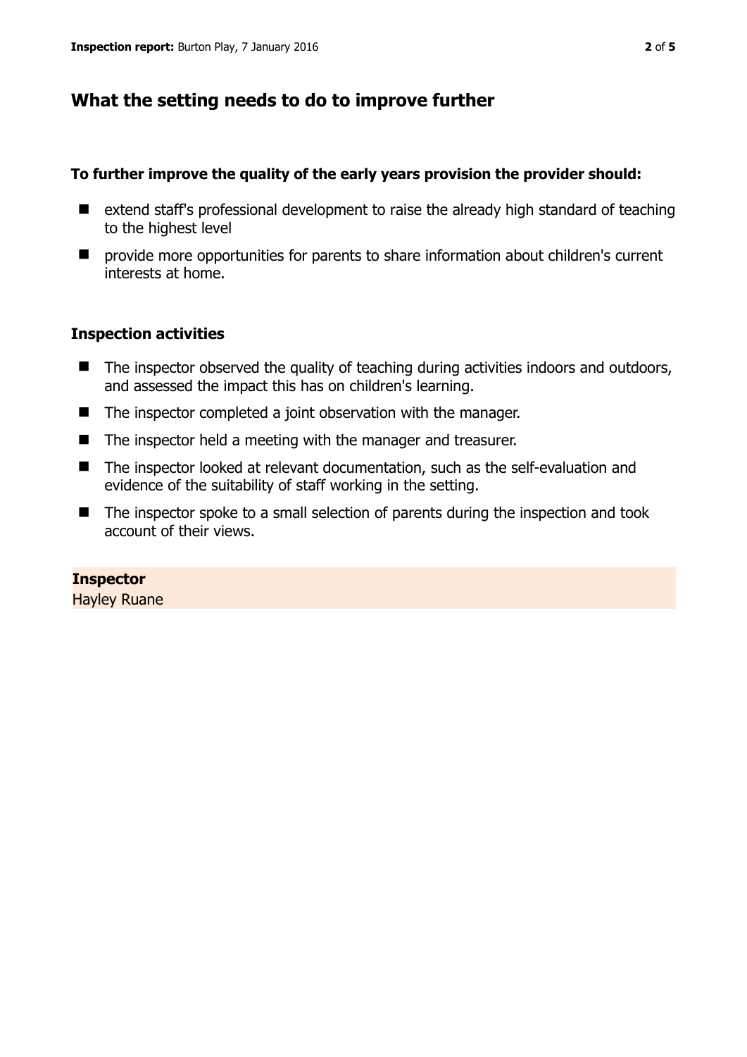## What the setting needs to do to improve further

**To further improve the quality of the early years provision the provider should:**

- extend staff's professional development to raise the already high standard of teaching to the highest level
- provide more opportunities for parents to share information about children's current interests at home.

### Inspection activities

- The inspector observed the quality of teaching during activities indoors and outdoors, and assessed the impact this has on children's learning.
- The inspector completed a joint observation with the manager.
- The inspector held a meeting with the manager and treasurer.
- The inspector looked at relevant documentation, such as the self-evaluation and evidence of the suitability of staff working in the setting.
- The inspector spoke to a small selection of parents during the inspection and took account of their views.

**Inspector**
Hayley Ruane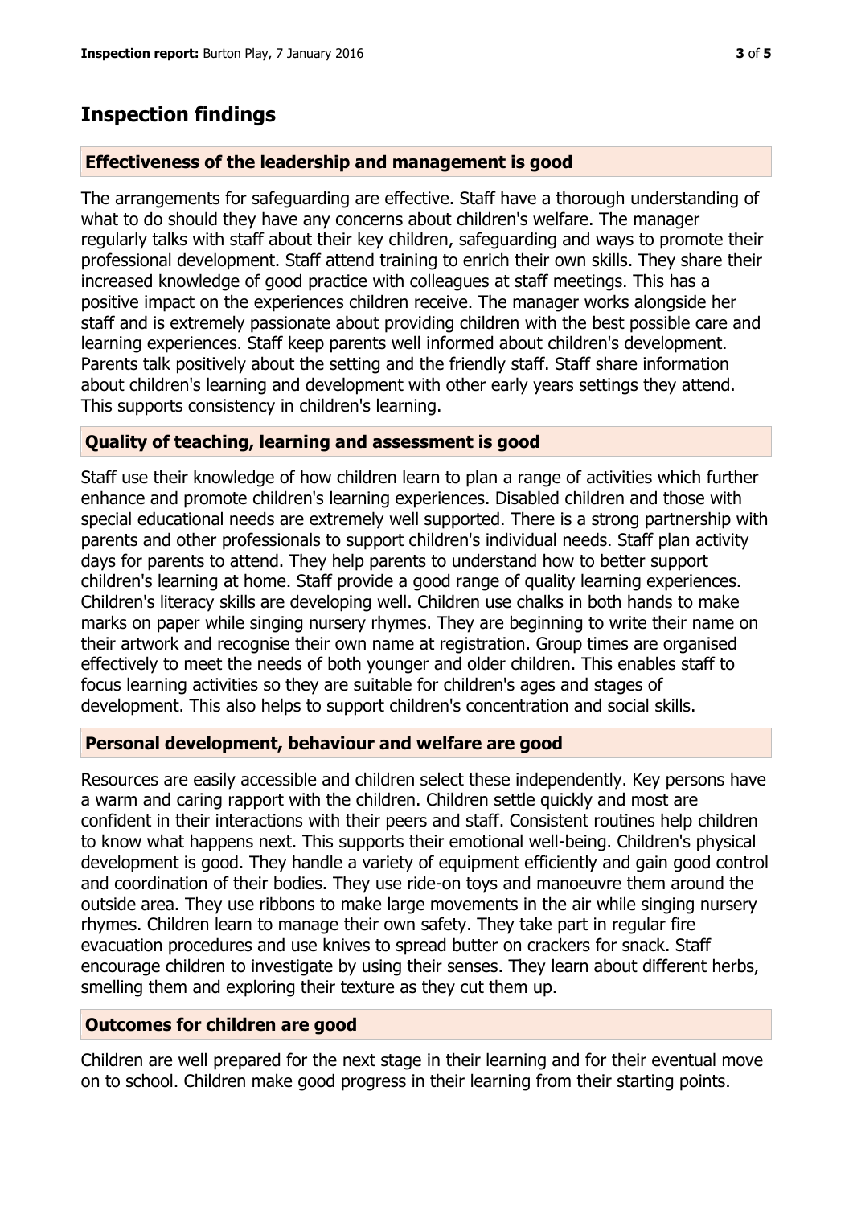## Inspection findings

### Effectiveness of the leadership and management is good

The arrangements for safeguarding are effective. Staff have a thorough understanding of what to do should they have any concerns about children's welfare. The manager regularly talks with staff about their key children, safeguarding and ways to promote their professional development. Staff attend training to enrich their own skills. They share their increased knowledge of good practice with colleagues at staff meetings. This has a positive impact on the experiences children receive. The manager works alongside her staff and is extremely passionate about providing children with the best possible care and learning experiences. Staff keep parents well informed about children's development. Parents talk positively about the setting and the friendly staff. Staff share information about children's learning and development with other early years settings they attend. This supports consistency in children's learning.

### Quality of teaching, learning and assessment is good

Staff use their knowledge of how children learn to plan a range of activities which further enhance and promote children's learning experiences. Disabled children and those with special educational needs are extremely well supported. There is a strong partnership with parents and other professionals to support children's individual needs. Staff plan activity days for parents to attend. They help parents to understand how to better support children's learning at home. Staff provide a good range of quality learning experiences. Children's literacy skills are developing well. Children use chalks in both hands to make marks on paper while singing nursery rhymes. They are beginning to write their name on their artwork and recognise their own name at registration. Group times are organised effectively to meet the needs of both younger and older children. This enables staff to focus learning activities so they are suitable for children's ages and stages of development. This also helps to support children's concentration and social skills.

### Personal development, behaviour and welfare are good

Resources are easily accessible and children select these independently. Key persons have a warm and caring rapport with the children. Children settle quickly and most are confident in their interactions with their peers and staff. Consistent routines help children to know what happens next. This supports their emotional well-being. Children's physical development is good. They handle a variety of equipment efficiently and gain good control and coordination of their bodies. They use ride-on toys and manoeuvre them around the outside area. They use ribbons to make large movements in the air while singing nursery rhymes. Children learn to manage their own safety. They take part in regular fire evacuation procedures and use knives to spread butter on crackers for snack. Staff encourage children to investigate by using their senses. They learn about different herbs, smelling them and exploring their texture as they cut them up.

### Outcomes for children are good

Children are well prepared for the next stage in their learning and for their eventual move on to school. Children make good progress in their learning from their starting points.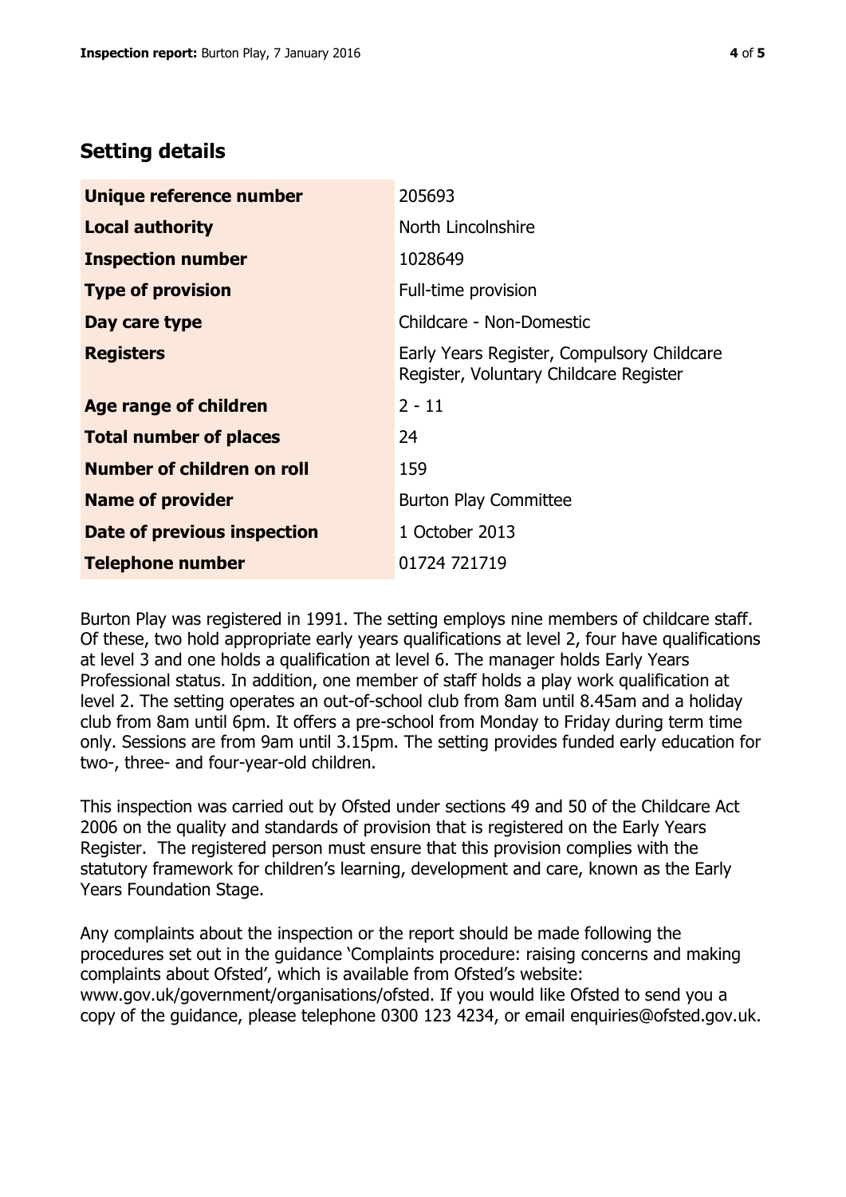## Setting details

| | |
|---|---|
| **Unique reference number** | 205693 |
| **Local authority** | North Lincolnshire |
| **Inspection number** | 1028649 |
| **Type of provision** | Full-time provision |
| **Day care type** | Childcare - Non-Domestic |
| **Registers** | Early Years Register, Compulsory Childcare Register, Voluntary Childcare Register |
| **Age range of children** | 2 - 11 |
| **Total number of places** | 24 |
| **Number of children on roll** | 159 |
| **Name of provider** | Burton Play Committee |
| **Date of previous inspection** | 1 October 2013 |
| **Telephone number** | 01724 721719 |

Burton Play was registered in 1991. The setting employs nine members of childcare staff. Of these, two hold appropriate early years qualifications at level 2, four have qualifications at level 3 and one holds a qualification at level 6. The manager holds Early Years Professional status. In addition, one member of staff holds a play work qualification at level 2. The setting operates an out-of-school club from 8am until 8.45am and a holiday club from 8am until 6pm. It offers a pre-school from Monday to Friday during term time only. Sessions are from 9am until 3.15pm. The setting provides funded early education for two-, three- and four-year-old children.

This inspection was carried out by Ofsted under sections 49 and 50 of the Childcare Act 2006 on the quality and standards of provision that is registered on the Early Years Register. The registered person must ensure that this provision complies with the statutory framework for children's learning, development and care, known as the Early Years Foundation Stage.

Any complaints about the inspection or the report should be made following the procedures set out in the guidance 'Complaints procedure: raising concerns and making complaints about Ofsted', which is available from Ofsted's website: www.gov.uk/government/organisations/ofsted. If you would like Ofsted to send you a copy of the guidance, please telephone 0300 123 4234, or email enquiries@ofsted.gov.uk.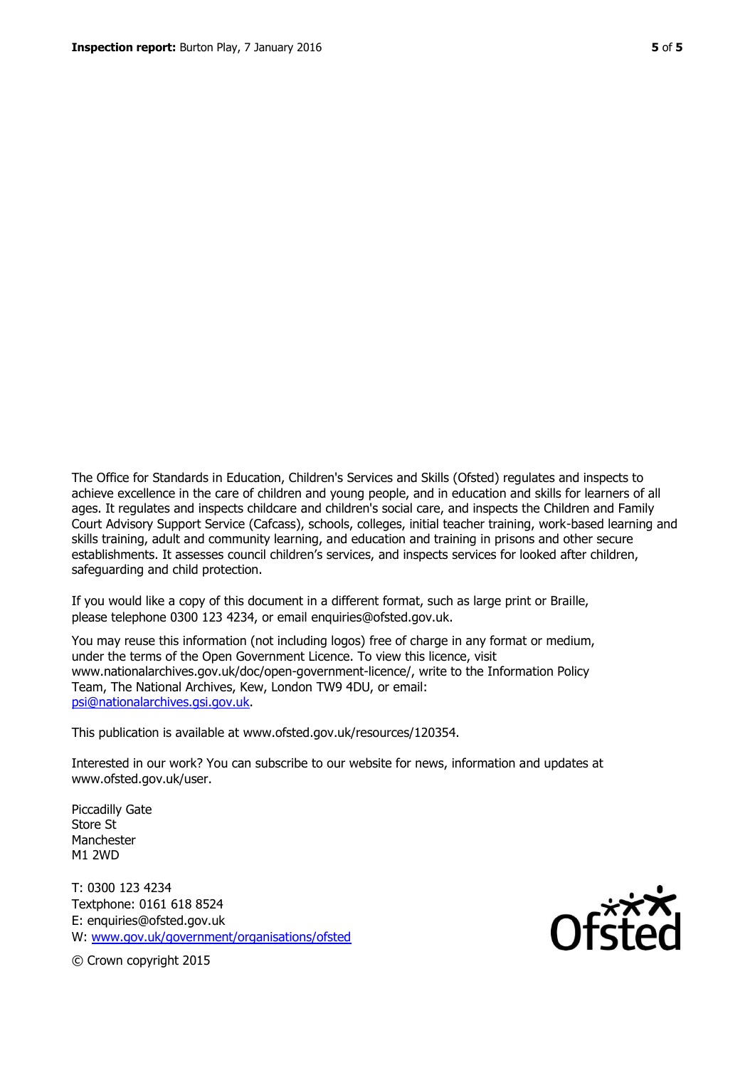The Office for Standards in Education, Children's Services and Skills (Ofsted) regulates and inspects to achieve excellence in the care of children and young people, and in education and skills for learners of all ages. It regulates and inspects childcare and children's social care, and inspects the Children and Family Court Advisory Support Service (Cafcass), schools, colleges, initial teacher training, work-based learning and skills training, adult and community learning, and education and training in prisons and other secure establishments. It assesses council children's services, and inspects services for looked after children, safeguarding and child protection.

If you would like a copy of this document in a different format, such as large print or Braille, please telephone 0300 123 4234, or email enquiries@ofsted.gov.uk.

You may reuse this information (not including logos) free of charge in any format or medium, under the terms of the Open Government Licence. To view this licence, visit www.nationalarchives.gov.uk/doc/open-government-licence/, write to the Information Policy Team, The National Archives, Kew, London TW9 4DU, or email: psi@nationalarchives.gsi.gov.uk.

This publication is available at www.ofsted.gov.uk/resources/120354.

Interested in our work? You can subscribe to our website for news, information and updates at www.ofsted.gov.uk/user.

Piccadilly Gate
Store St
Manchester
M1 2WD

T: 0300 123 4234
Textphone: 0161 618 8524
E: enquiries@ofsted.gov.uk
W: www.gov.uk/government/organisations/ofsted

© Crown copyright 2015